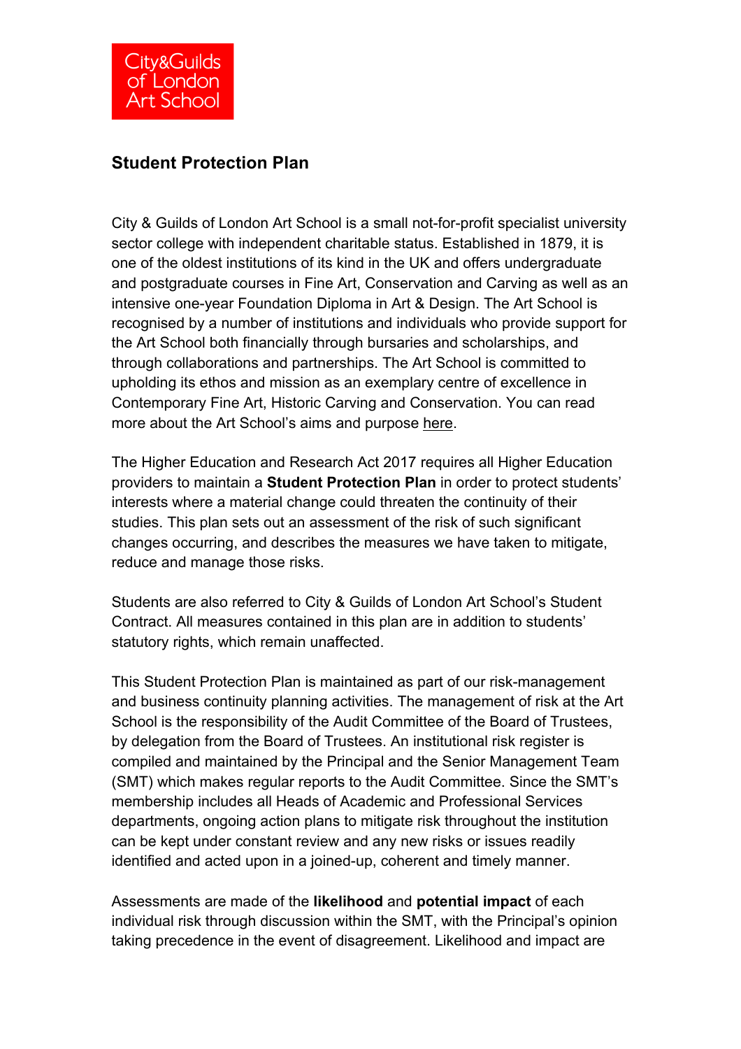City&Guilds of London Art School

# Student Protection Plan

City & Guilds of London Art School is a small not-for-profit specialist university sector college with independent charitable status. Established in 1879, it is one of the oldest institutions of its kind in the UK and offers undergraduate and postgraduate courses in Fine Art, Conservation and Carving as well as an intensive one-year Foundation Diploma in Art & Design. The Art School is recognised by a number of institutions and individuals who provide support for the Art School both financially through bursaries and scholarships, and through collaborations and partnerships. The Art School is committed to upholding its ethos and mission as an exemplary centre of excellence in Contemporary Fine Art, Historic Carving and Conservation. You can read more about the Art School's aims and purpose here.

The Higher Education and Research Act 2017 requires all Higher Education providers to maintain a **Student Protection Plan** in order to protect students' interests where a material change could threaten the continuity of their studies. This plan sets out an assessment of the risk of such significant changes occurring, and describes the measures we have taken to mitigate, reduce and manage those risks.

Students are also referred to City & Guilds of London Art School's Student Contract. All measures contained in this plan are in addition to students' statutory rights, which remain unaffected.

This Student Protection Plan is maintained as part of our risk-management and business continuity planning activities. The management of risk at the Art School is the responsibility of the Audit Committee of the Board of Trustees, by delegation from the Board of Trustees. An institutional risk register is compiled and maintained by the Principal and the Senior Management Team (SMT) which makes regular reports to the Audit Committee. Since the SMT's membership includes all Heads of Academic and Professional Services departments, ongoing action plans to mitigate risk throughout the institution can be kept under constant review and any new risks or issues readily identified and acted upon in a joined-up, coherent and timely manner.

Assessments are made of the **likelihood** and **potential impact** of each individual risk through discussion within the SMT, with the Principal's opinion taking precedence in the event of disagreement. Likelihood and impact are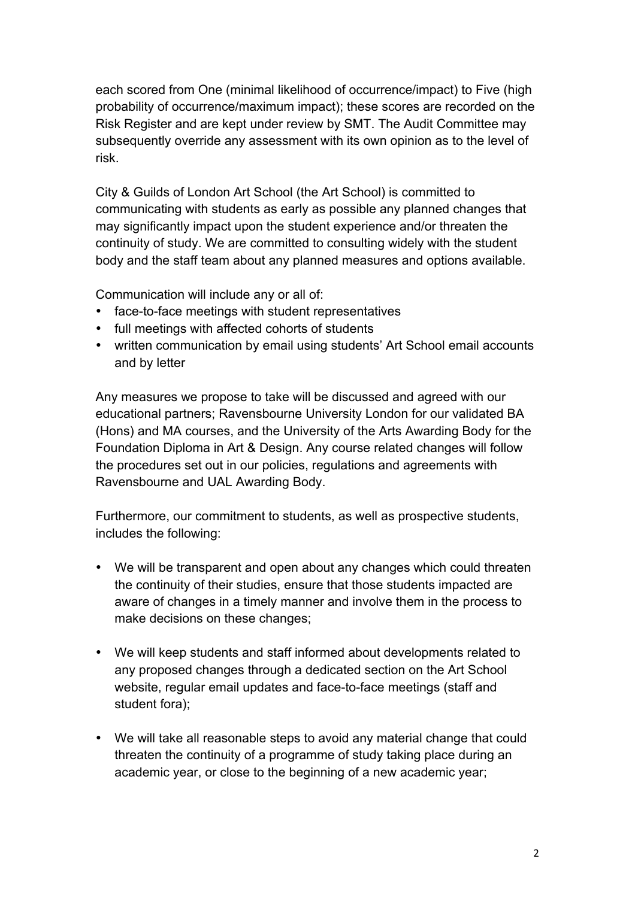each scored from One (minimal likelihood of occurrence/impact) to Five (high probability of occurrence/maximum impact); these scores are recorded on the Risk Register and are kept under review by SMT. The Audit Committee may subsequently override any assessment with its own opinion as to the level of risk.

City & Guilds of London Art School (the Art School) is committed to communicating with students as early as possible any planned changes that may significantly impact upon the student experience and/or threaten the continuity of study. We are committed to consulting widely with the student body and the staff team about any planned measures and options available.

Communication will include any or all of:

- face-to-face meetings with student representatives
- full meetings with affected cohorts of students
- written communication by email using students' Art School email accounts and by letter

Any measures we propose to take will be discussed and agreed with our educational partners; Ravensbourne University London for our validated BA (Hons) and MA courses, and the University of the Arts Awarding Body for the Foundation Diploma in Art & Design. Any course related changes will follow the procedures set out in our policies, regulations and agreements with Ravensbourne and UAL Awarding Body.

Furthermore, our commitment to students, as well as prospective students, includes the following:

- We will be transparent and open about any changes which could threaten the continuity of their studies, ensure that those students impacted are aware of changes in a timely manner and involve them in the process to make decisions on these changes;

- We will keep students and staff informed about developments related to any proposed changes through a dedicated section on the Art School website, regular email updates and face-to-face meetings (staff and student fora);

- We will take all reasonable steps to avoid any material change that could threaten the continuity of a programme of study taking place during an academic year, or close to the beginning of a new academic year;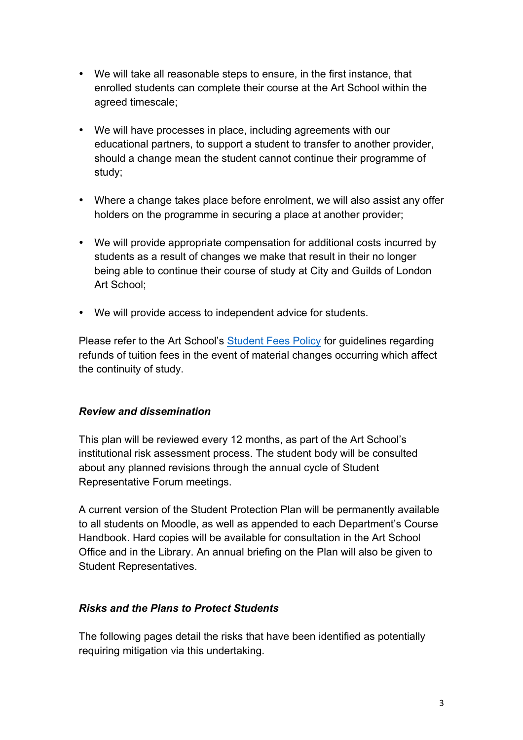- We will take all reasonable steps to ensure, in the first instance, that enrolled students can complete their course at the Art School within the agreed timescale;

- We will have processes in place, including agreements with our educational partners, to support a student to transfer to another provider, should a change mean the student cannot continue their programme of study;

- Where a change takes place before enrolment, we will also assist any offer holders on the programme in securing a place at another provider;

- We will provide appropriate compensation for additional costs incurred by students as a result of changes we make that result in their no longer being able to continue their course of study at City and Guilds of London Art School;

- We will provide access to independent advice for students.

Please refer to the Art School's Student Fees Policy for guidelines regarding refunds of tuition fees in the event of material changes occurring which affect the continuity of study.

### *Review and dissemination*

This plan will be reviewed every 12 months, as part of the Art School's institutional risk assessment process. The student body will be consulted about any planned revisions through the annual cycle of Student Representative Forum meetings.

A current version of the Student Protection Plan will be permanently available to all students on Moodle, as well as appended to each Department's Course Handbook. Hard copies will be available for consultation in the Art School Office and in the Library. An annual briefing on the Plan will also be given to Student Representatives.

### *Risks and the Plans to Protect Students*

The following pages detail the risks that have been identified as potentially requiring mitigation via this undertaking.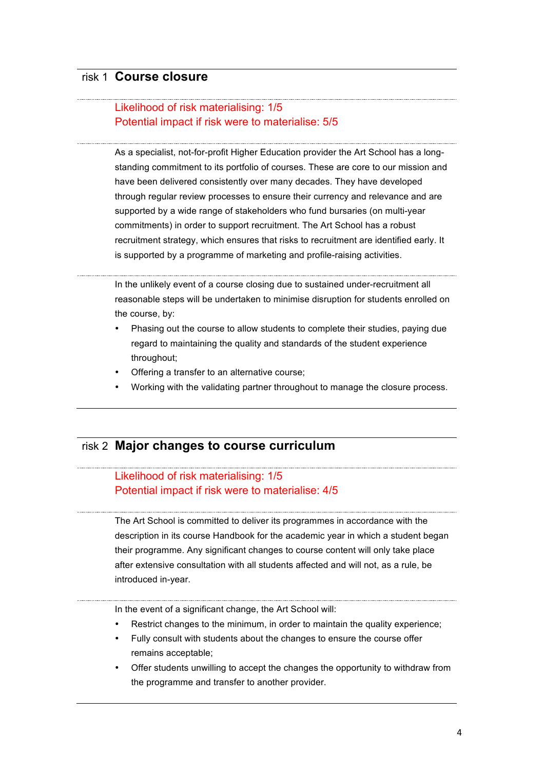## risk 1 Course closure

Likelihood of risk materialising: 1/5
Potential impact if risk were to materialise: 5/5

As a specialist, not-for-profit Higher Education provider the Art School has a long-standing commitment to its portfolio of courses. These are core to our mission and have been delivered consistently over many decades. They have developed through regular review processes to ensure their currency and relevance and are supported by a wide range of stakeholders who fund bursaries (on multi-year commitments) in order to support recruitment. The Art School has a robust recruitment strategy, which ensures that risks to recruitment are identified early. It is supported by a programme of marketing and profile-raising activities.

In the unlikely event of a course closing due to sustained under-recruitment all reasonable steps will be undertaken to minimise disruption for students enrolled on the course, by:

- Phasing out the course to allow students to complete their studies, paying due regard to maintaining the quality and standards of the student experience throughout;
- Offering a transfer to an alternative course;
- Working with the validating partner throughout to manage the closure process.

## risk 2 Major changes to course curriculum

Likelihood of risk materialising: 1/5
Potential impact if risk were to materialise: 4/5

The Art School is committed to deliver its programmes in accordance with the description in its course Handbook for the academic year in which a student began their programme. Any significant changes to course content will only take place after extensive consultation with all students affected and will not, as a rule, be introduced in-year.

In the event of a significant change, the Art School will:

- Restrict changes to the minimum, in order to maintain the quality experience;
- Fully consult with students about the changes to ensure the course offer remains acceptable;
- Offer students unwilling to accept the changes the opportunity to withdraw from the programme and transfer to another provider.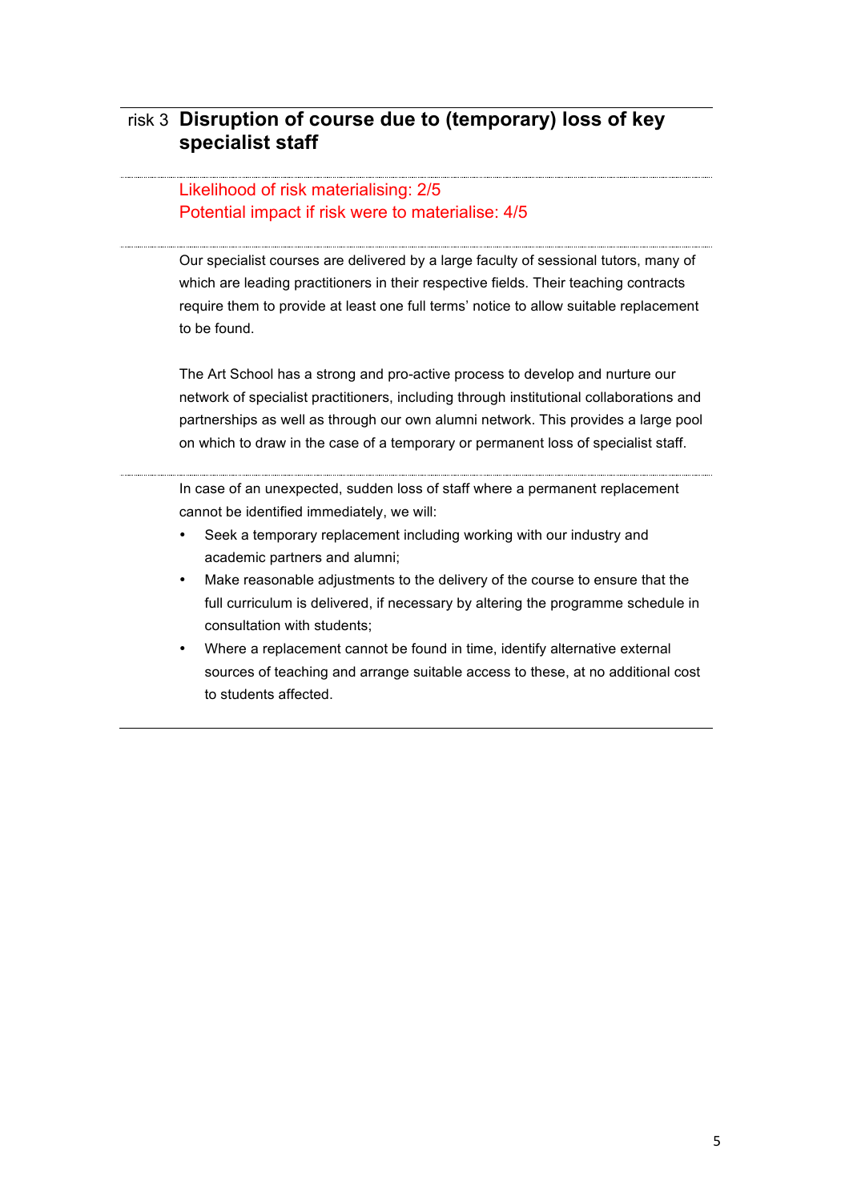## risk 3 Disruption of course due to (temporary) loss of key specialist staff

Likelihood of risk materialising: 2/5
Potential impact if risk were to materialise: 4/5

Our specialist courses are delivered by a large faculty of sessional tutors, many of which are leading practitioners in their respective fields. Their teaching contracts require them to provide at least one full terms' notice to allow suitable replacement to be found.

The Art School has a strong and pro-active process to develop and nurture our network of specialist practitioners, including through institutional collaborations and partnerships as well as through our own alumni network. This provides a large pool on which to draw in the case of a temporary or permanent loss of specialist staff.

In case of an unexpected, sudden loss of staff where a permanent replacement cannot be identified immediately, we will:

- Seek a temporary replacement including working with our industry and academic partners and alumni;
- Make reasonable adjustments to the delivery of the course to ensure that the full curriculum is delivered, if necessary by altering the programme schedule in consultation with students;
- Where a replacement cannot be found in time, identify alternative external sources of teaching and arrange suitable access to these, at no additional cost to students affected.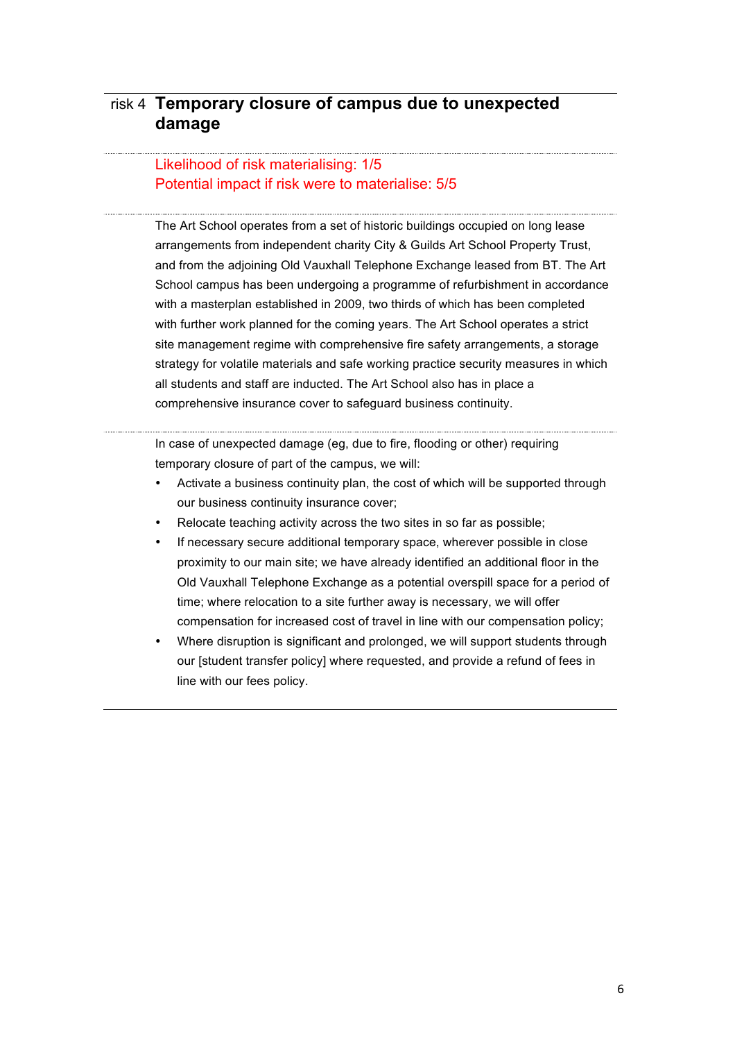## risk 4 Temporary closure of campus due to unexpected damage

Likelihood of risk materialising: 1/5
Potential impact if risk were to materialise: 5/5

The Art School operates from a set of historic buildings occupied on long lease arrangements from independent charity City & Guilds Art School Property Trust, and from the adjoining Old Vauxhall Telephone Exchange leased from BT. The Art School campus has been undergoing a programme of refurbishment in accordance with a masterplan established in 2009, two thirds of which has been completed with further work planned for the coming years. The Art School operates a strict site management regime with comprehensive fire safety arrangements, a storage strategy for volatile materials and safe working practice security measures in which all students and staff are inducted. The Art School also has in place a comprehensive insurance cover to safeguard business continuity.

In case of unexpected damage (eg, due to fire, flooding or other) requiring temporary closure of part of the campus, we will:

- Activate a business continuity plan, the cost of which will be supported through our business continuity insurance cover;
- Relocate teaching activity across the two sites in so far as possible;
- If necessary secure additional temporary space, wherever possible in close proximity to our main site; we have already identified an additional floor in the Old Vauxhall Telephone Exchange as a potential overspill space for a period of time; where relocation to a site further away is necessary, we will offer compensation for increased cost of travel in line with our compensation policy;
- Where disruption is significant and prolonged, we will support students through our [student transfer policy] where requested, and provide a refund of fees in line with our fees policy.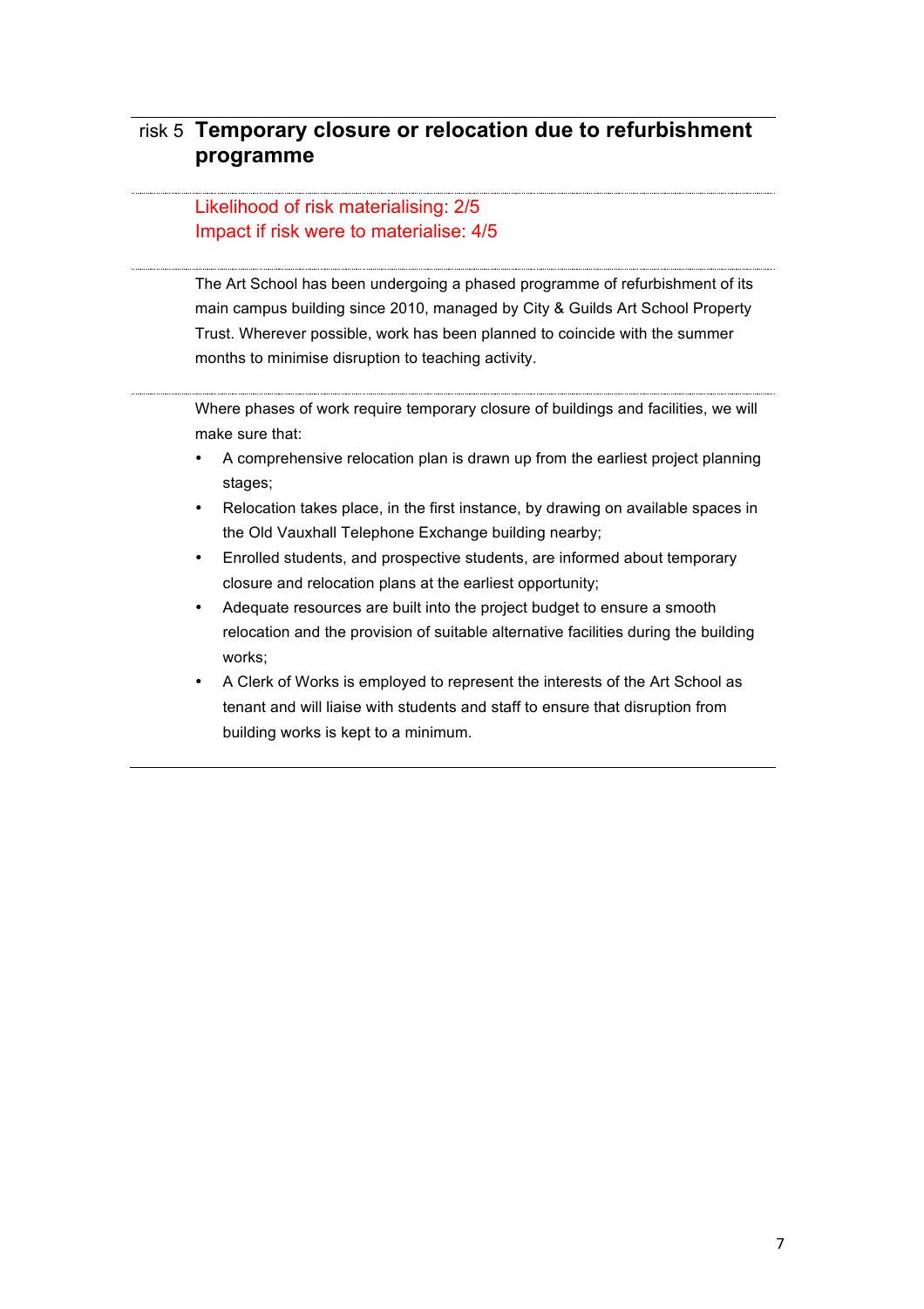## risk 5 Temporary closure or relocation due to refurbishment programme

Likelihood of risk materialising: 2/5
Impact if risk were to materialise: 4/5

The Art School has been undergoing a phased programme of refurbishment of its main campus building since 2010, managed by City & Guilds Art School Property Trust. Wherever possible, work has been planned to coincide with the summer months to minimise disruption to teaching activity.

Where phases of work require temporary closure of buildings and facilities, we will make sure that:

- A comprehensive relocation plan is drawn up from the earliest project planning stages;
- Relocation takes place, in the first instance, by drawing on available spaces in the Old Vauxhall Telephone Exchange building nearby;
- Enrolled students, and prospective students, are informed about temporary closure and relocation plans at the earliest opportunity;
- Adequate resources are built into the project budget to ensure a smooth relocation and the provision of suitable alternative facilities during the building works;
- A Clerk of Works is employed to represent the interests of the Art School as tenant and will liaise with students and staff to ensure that disruption from building works is kept to a minimum.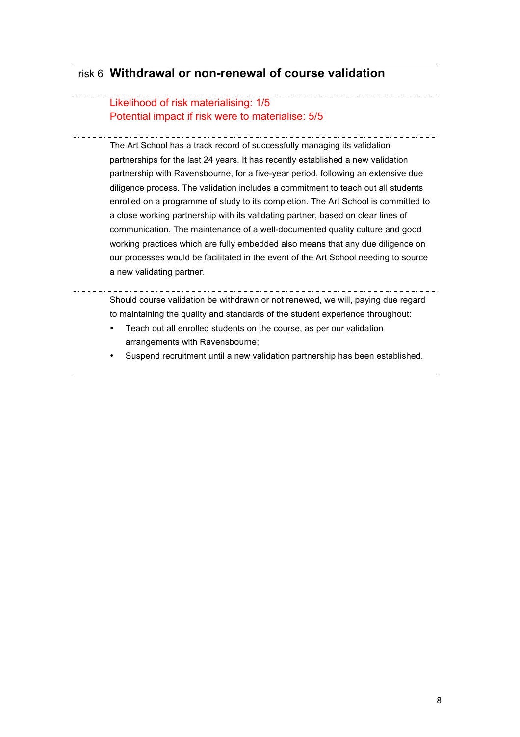## risk 6 Withdrawal or non-renewal of course validation

Likelihood of risk materialising: 1/5
Potential impact if risk were to materialise: 5/5

The Art School has a track record of successfully managing its validation partnerships for the last 24 years. It has recently established a new validation partnership with Ravensbourne, for a five-year period, following an extensive due diligence process. The validation includes a commitment to teach out all students enrolled on a programme of study to its completion. The Art School is committed to a close working partnership with its validating partner, based on clear lines of communication. The maintenance of a well-documented quality culture and good working practices which are fully embedded also means that any due diligence on our processes would be facilitated in the event of the Art School needing to source a new validating partner.

Should course validation be withdrawn or not renewed, we will, paying due regard to maintaining the quality and standards of the student experience throughout:

- Teach out all enrolled students on the course, as per our validation arrangements with Ravensbourne;
- Suspend recruitment until a new validation partnership has been established.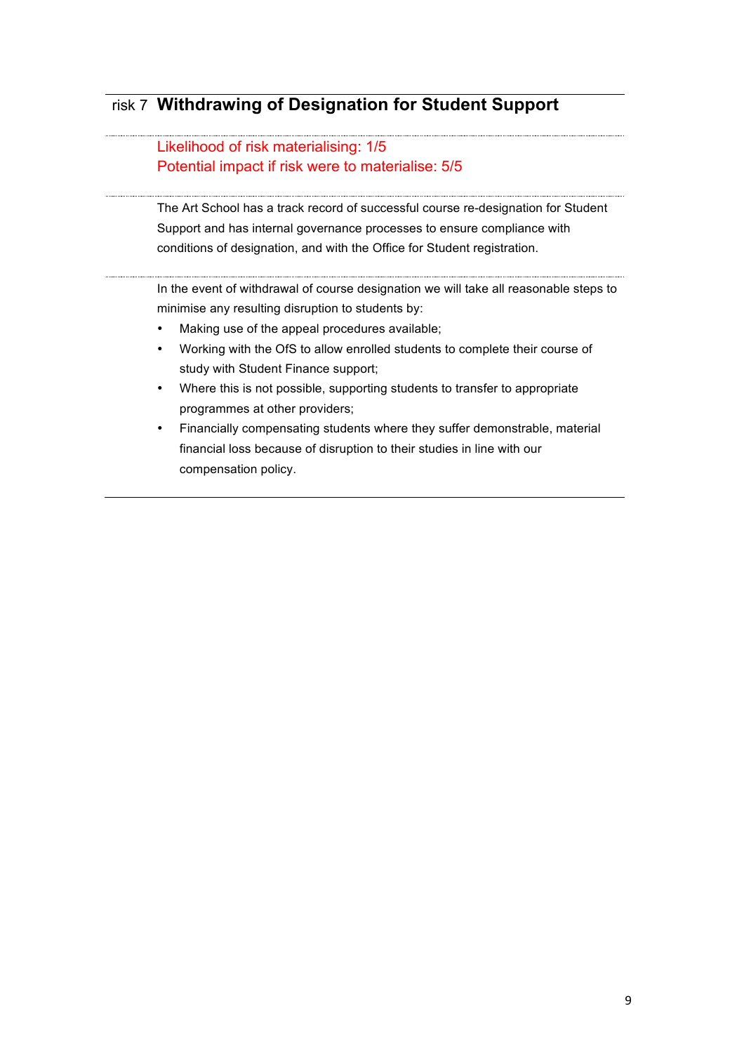## risk 7 Withdrawing of Designation for Student Support

Likelihood of risk materialising: 1/5
Potential impact if risk were to materialise: 5/5

The Art School has a track record of successful course re-designation for Student Support and has internal governance processes to ensure compliance with conditions of designation, and with the Office for Student registration.

In the event of withdrawal of course designation we will take all reasonable steps to minimise any resulting disruption to students by:

- Making use of the appeal procedures available;
- Working with the OfS to allow enrolled students to complete their course of study with Student Finance support;
- Where this is not possible, supporting students to transfer to appropriate programmes at other providers;
- Financially compensating students where they suffer demonstrable, material financial loss because of disruption to their studies in line with our compensation policy.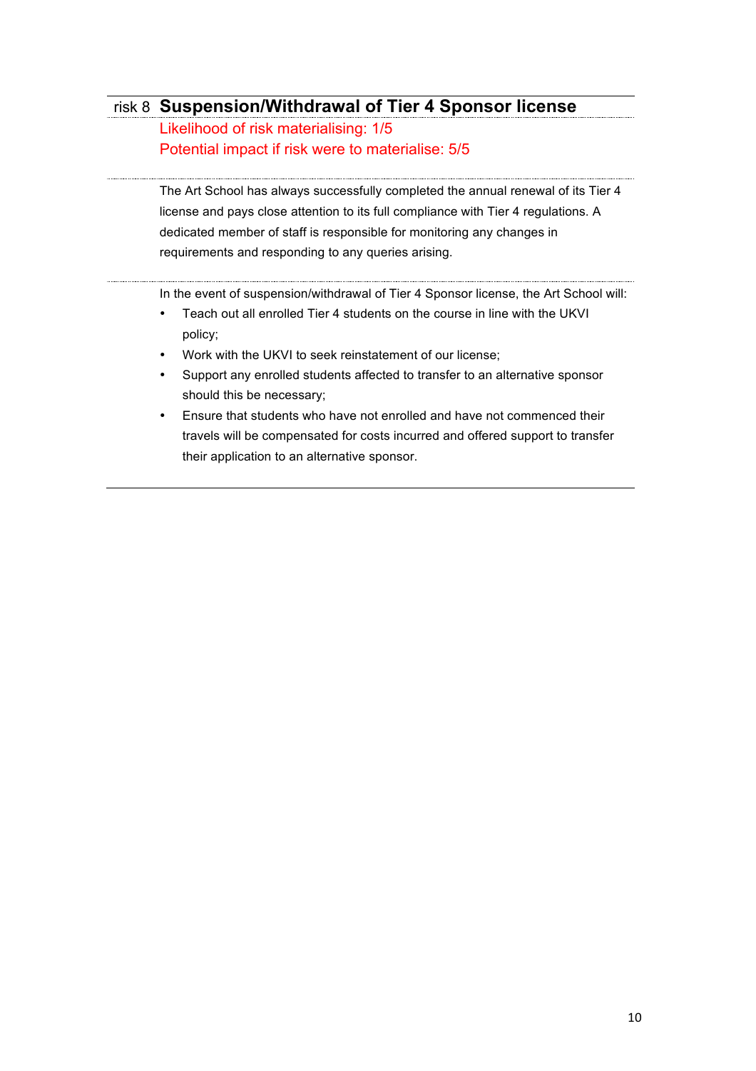## risk 8 Suspension/Withdrawal of Tier 4 Sponsor license

Likelihood of risk materialising: 1/5

Potential impact if risk were to materialise: 5/5

The Art School has always successfully completed the annual renewal of its Tier 4 license and pays close attention to its full compliance with Tier 4 regulations. A dedicated member of staff is responsible for monitoring any changes in requirements and responding to any queries arising.

In the event of suspension/withdrawal of Tier 4 Sponsor license, the Art School will:

- Teach out all enrolled Tier 4 students on the course in line with the UKVI policy;
- Work with the UKVI to seek reinstatement of our license;
- Support any enrolled students affected to transfer to an alternative sponsor should this be necessary;
- Ensure that students who have not enrolled and have not commenced their travels will be compensated for costs incurred and offered support to transfer their application to an alternative sponsor.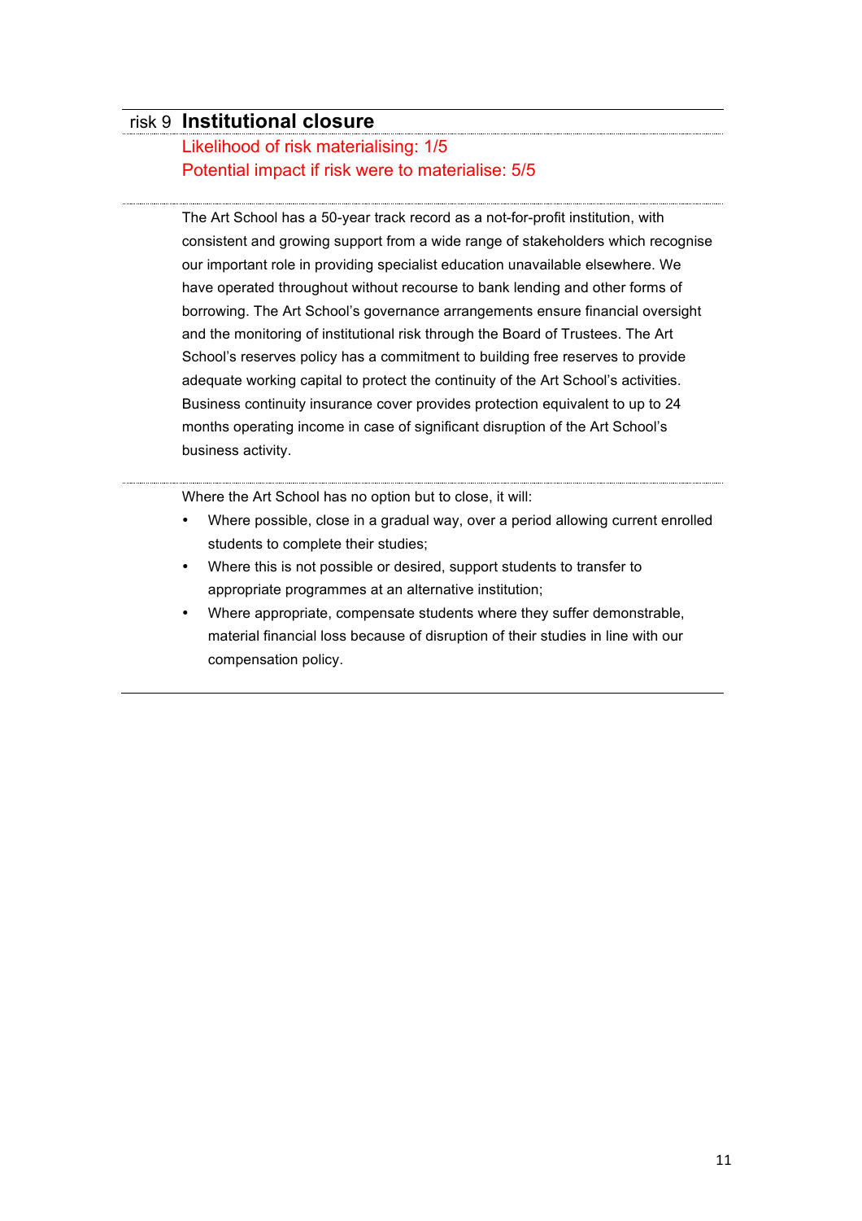## risk 9 Institutional closure

Likelihood of risk materialising: 1/5
Potential impact if risk were to materialise: 5/5

The Art School has a 50-year track record as a not-for-profit institution, with consistent and growing support from a wide range of stakeholders which recognise our important role in providing specialist education unavailable elsewhere. We have operated throughout without recourse to bank lending and other forms of borrowing. The Art School's governance arrangements ensure financial oversight and the monitoring of institutional risk through the Board of Trustees. The Art School's reserves policy has a commitment to building free reserves to provide adequate working capital to protect the continuity of the Art School's activities. Business continuity insurance cover provides protection equivalent to up to 24 months operating income in case of significant disruption of the Art School's business activity.

Where the Art School has no option but to close, it will:

- Where possible, close in a gradual way, over a period allowing current enrolled students to complete their studies;
- Where this is not possible or desired, support students to transfer to appropriate programmes at an alternative institution;
- Where appropriate, compensate students where they suffer demonstrable, material financial loss because of disruption of their studies in line with our compensation policy.